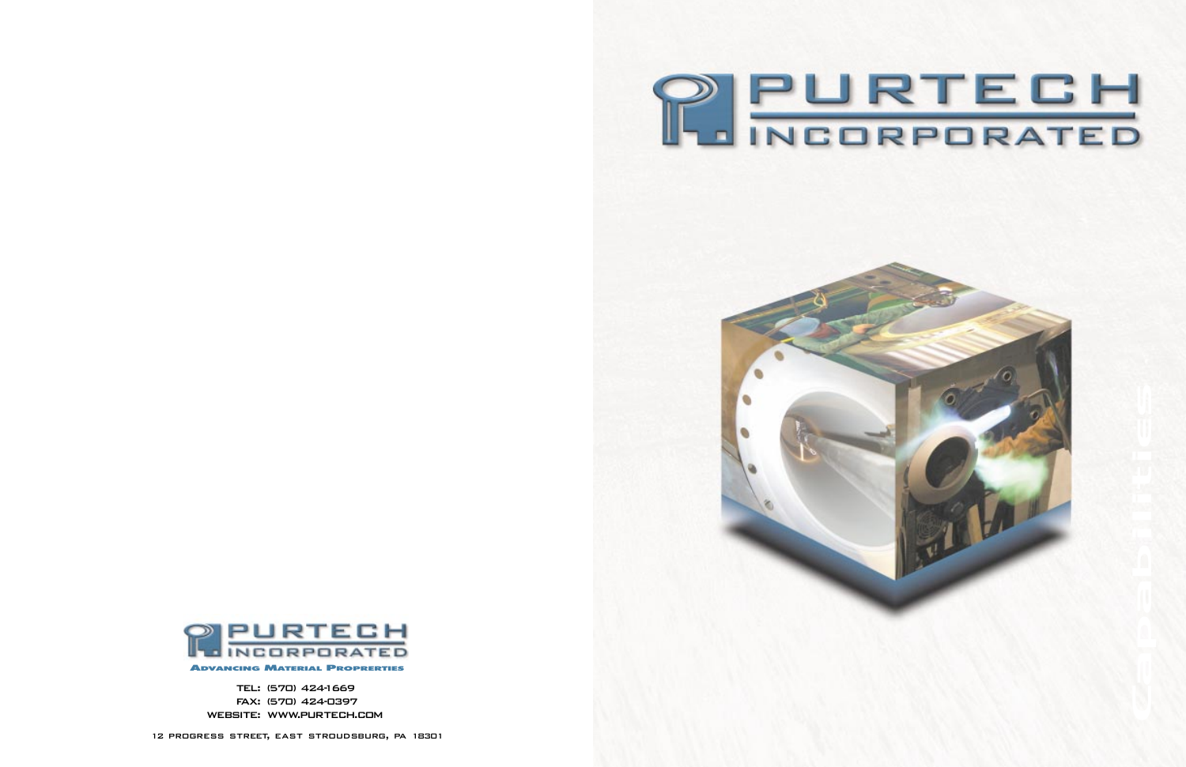# PURTECH INCORPORATED

Capabilities

PURTECH INCORPORATED

**Advancing Material Proprerties**

TEL: (570) 424-1669
FAX: (570) 424-0397
WEBSITE: WWW.PURTECH.COM

12 PROGRESS STREET, EAST STROUDSBURG, PA 18301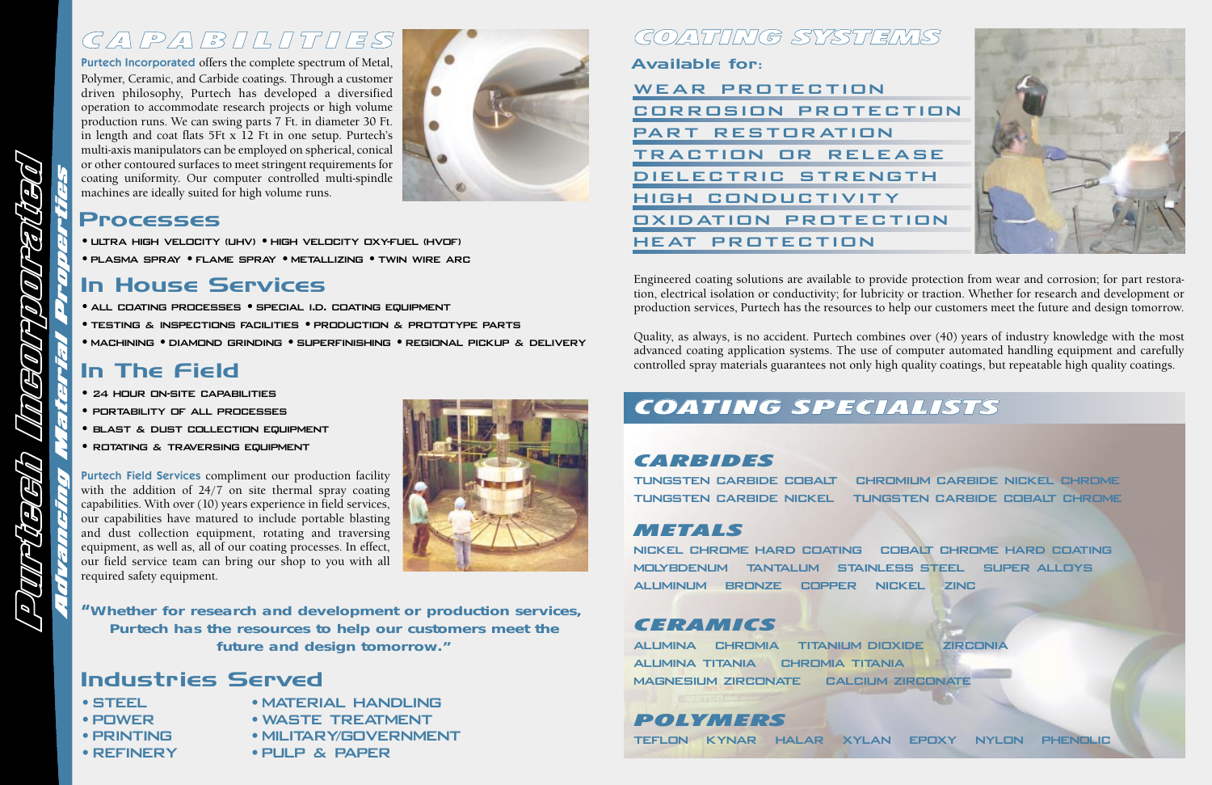# Purtech Incorporated

## Advancing Material Properties

## CAPABILITIES

**Purtech Incorporated** offers the complete spectrum of Metal, Polymer, Ceramic, and Carbide coatings. Through a customer driven philosophy, Purtech has developed a diversified operation to accommodate research projects or high volume production runs. We can swing parts 7 Ft. in diameter 30 Ft. in length and coat flats 5Ft x 12 Ft in one setup. Purtech's multi-axis manipulators can be employed on spherical, conical or other contoured surfaces to meet stringent requirements for coating uniformity. Our computer controlled multi-spindle machines are ideally suited for high volume runs.

## Processes

- ULTRA HIGH VELOCITY (UHV) • HIGH VELOCITY OXY-FUEL (HVOF)
- PLASMA SPRAY • FLAME SPRAY • METALLIZING • TWIN WIRE ARC

## In House Services

- ALL COATING PROCESSES • SPECIAL I.D. COATING EQUIPMENT
- TESTING & INSPECTIONS FACILITIES • PRODUCTION & PROTOTYPE PARTS
- MACHINING • DIAMOND GRINDING • SUPERFINISHING • REGIONAL PICKUP & DELIVERY

## In The Field

- 24 HOUR ON-SITE CAPABILITIES
- PORTABILITY OF ALL PROCESSES
- BLAST & DUST COLLECTION EQUIPMENT
- ROTATING & TRAVERSING EQUIPMENT

**Purtech Field Services** compliment our production facility with the addition of 24/7 on site thermal spray coating capabilities. With over (10) years experience in field services, our capabilities have matured to include portable blasting and dust collection equipment, rotating and traversing equipment, as well as, all of our coating processes. In effect, our field service team can bring our shop to you with all required safety equipment.

**"Whether for research and development or production services, Purtech has the resources to help our customers meet the future and design tomorrow."**

## Industries Served

- STEEL
- POWER
- PRINTING
- REFINERY
- MATERIAL HANDLING
- WASTE TREATMENT
- MILITARY/GOVERNMENT
- PULP & PAPER

## COATING SYSTEMS

**Available for:**

- WEAR PROTECTION
- CORROSION PROTECTION
- PART RESTORATION
- TRACTION OR RELEASE
- DIELECTRIC STRENGTH
- HIGH CONDUCTIVITY
- OXIDATION PROTECTION
- HEAT PROTECTION

Engineered coating solutions are available to provide protection from wear and corrosion; for part restoration, electrical isolation or conductivity; for lubricity or traction. Whether for research and development or production services, Purtech has the resources to help our customers meet the future and design tomorrow.

Quality, as always, is no accident. Purtech combines over (40) years of industry knowledge with the most advanced coating application systems. The use of computer automated handling equipment and carefully controlled spray materials guarantees not only high quality coatings, but repeatable high quality coatings.

## COATING SPECIALISTS

### CARBIDES

TUNGSTEN CARBIDE COBALT  CHROMIUM CARBIDE NICKEL CHROME
TUNGSTEN CARBIDE NICKEL  TUNGSTEN CARBIDE COBALT CHROME

### METALS

NICKEL CHROME HARD COATING  COBALT CHROME HARD COATING
MOLYBDENUM  TANTALUM  STAINLESS STEEL  SUPER ALLOYS
ALUMINUM  BRONZE  COPPER  NICKEL  ZINC

### CERAMICS

ALUMINA  CHROMIA  TITANIUM DIOXIDE  ZIRCONIA
ALUMINA TITANIA  CHROMIA TITANIA
MAGNESIUM ZIRCONATE  CALCIUM ZIRCONATE

### POLYMERS

TEFLON  KYNAR  HALAR  XYLAN  EPOXY  NYLON  PHENOLIC